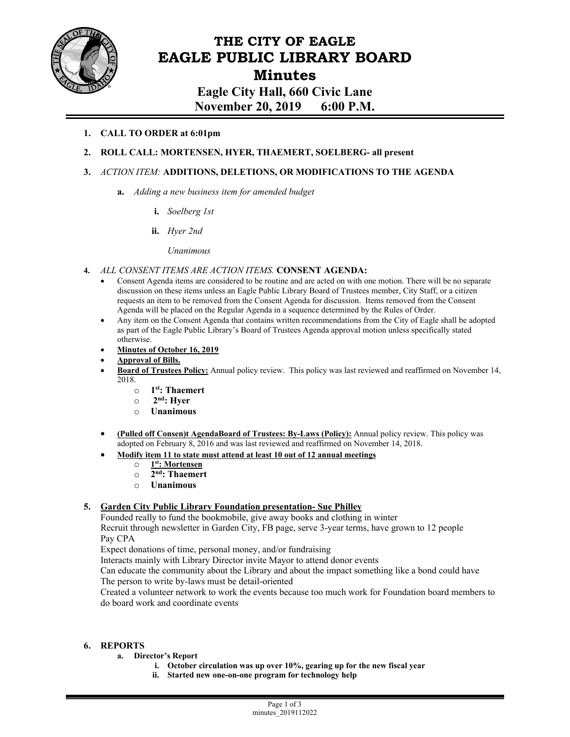# THE CITY OF EAGLE
# EAGLE PUBLIC LIBRARY BOARD
# Minutes
## Eagle City Hall, 660 Civic Lane
## November 20, 2019 6:00 P.M.

1. **CALL TO ORDER at 6:01pm**

2. **ROLL CALL: MORTENSEN, HYER, THAEMERT, SOELBERG- all present**

3. *ACTION ITEM:* **ADDITIONS, DELETIONS, OR MODIFICATIONS TO THE AGENDA**

   a. *Adding a new business item for amended budget*

      i. *Soelberg 1st*

      ii. *Hyer 2nd*

      *Unanimous*

4. *ALL CONSENT ITEMS ARE ACTION ITEMS.* **CONSENT AGENDA:**
   - Consent Agenda items are considered to be routine and are acted on with one motion. There will be no separate discussion on these items unless an Eagle Public Library Board of Trustees member, City Staff, or a citizen requests an item to be removed from the Consent Agenda for discussion. Items removed from the Consent Agenda will be placed on the Regular Agenda in a sequence determined by the Rules of Order.
   - Any item on the Consent Agenda that contains written recommendations from the City of Eagle shall be adopted as part of the Eagle Public Library's Board of Trustees Agenda approval motion unless specifically stated otherwise.
   - **Minutes of October 16, 2019**
   - **Approval of Bills.**
   - **Board of Trustees Policy:** Annual policy review. This policy was last reviewed and reaffirmed on November 14, 2018.
     - **1st: Thaemert**
     - **2nd: Hyer**
     - **Unanimous**
   - **(Pulled off Consen)t AgendaBoard of Trustees: By-Laws (Policy):** Annual policy review. This policy was adopted on February 8, 2016 and was last reviewed and reaffirmed on November 14, 2018.
   - **Modify item 11 to state must attend at least 10 out of 12 annual meetings**
     - **1st: Mortensen**
     - **2nd: Thaemert**
     - **Unanimous**

5. **Garden City Public Library Foundation presentation- Sue Philley**

   Founded really to fund the bookmobile, give away books and clothing in winter
   Recruit through newsletter in Garden City, FB page, serve 3-year terms, have grown to 12 people
   Pay CPA
   Expect donations of time, personal money, and/or fundraising
   Interacts mainly with Library Director invite Mayor to attend donor events
   Can educate the community about the Library and about the impact something like a bond could have
   The person to write by-laws must be detail-oriented
   Created a volunteer network to work the events because too much work for Foundation board members to do board work and coordinate events

6. **REPORTS**

   a. **Director's Report**

      i. **October circulation was up over 10%, gearing up for the new fiscal year**

      ii. **Started new one-on-one program for technology help**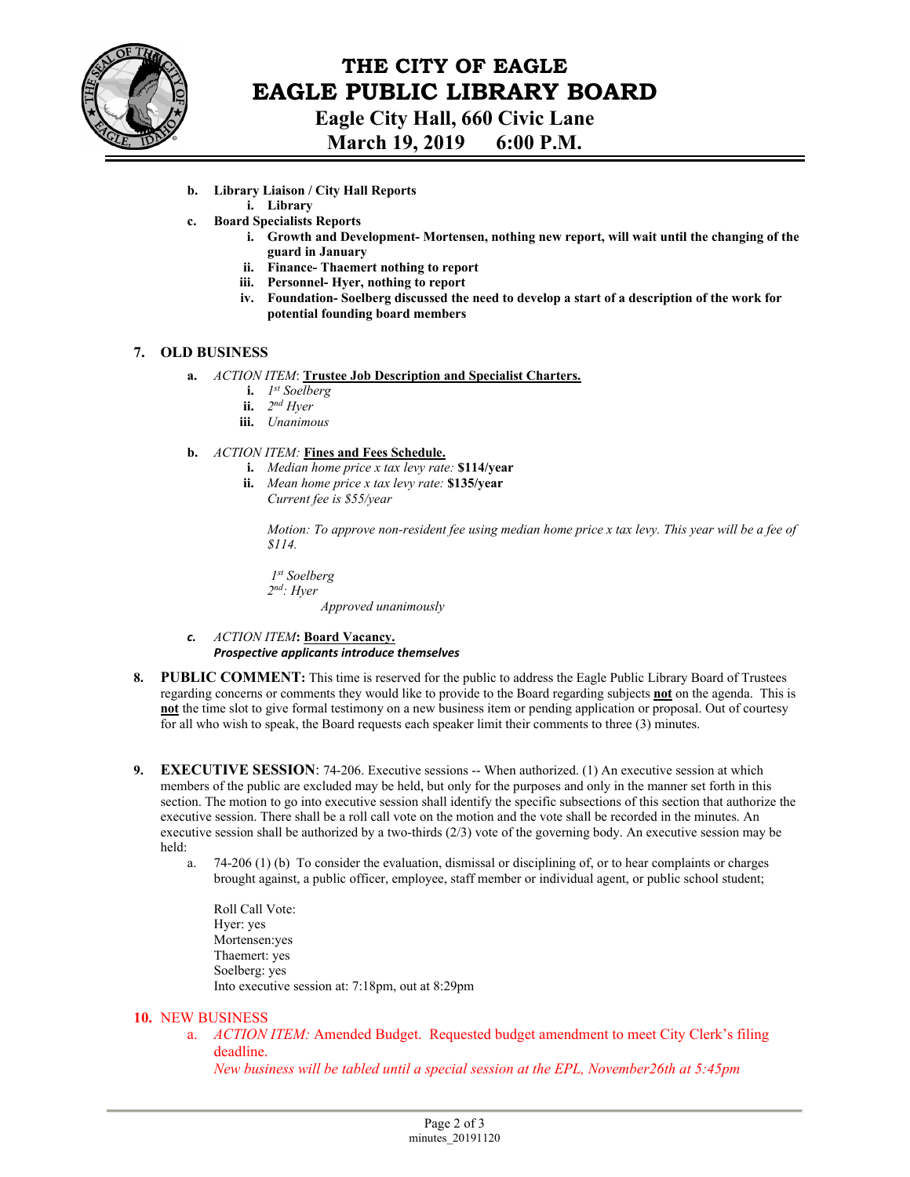# THE CITY OF EAGLE
# EAGLE PUBLIC LIBRARY BOARD
## Eagle City Hall, 660 Civic Lane
## March 19, 2019 6:00 P.M.

- **b. Library Liaison / City Hall Reports**
  - **i. Library**
- **c. Board Specialists Reports**
  - **i. Growth and Development- Mortensen, nothing new report, will wait until the changing of the guard in January**
  - **ii. Finance- Thaemert nothing to report**
  - **iii. Personnel- Hyer, nothing to report**
  - **iv. Foundation- Soelberg discussed the need to develop a start of a description of the work for potential founding board members**

**7. OLD BUSINESS**

- **a.** *ACTION ITEM*: **Trustee Job Description and Specialist Charters.**
  - **i.** *1st Soelberg*
  - **ii.** *2nd Hyer*
  - **iii.** *Unanimous*
- **b.** *ACTION ITEM:* **Fines and Fees Schedule.**
  - **i.** *Median home price x tax levy rate:* **$114/year**
  - **ii.** *Mean home price x tax levy rate:* **$135/year**
  
    *Current fee is $55/year*

    *Motion: To approve non-resident fee using median home price x tax levy. This year will be a fee of $114.*

    *1st Soelberg*
    *2nd: Hyer*
    *Approved unanimously*
- ***c.*** *ACTION ITEM***: Board Vacancy.**
  ***Prospective applicants introduce themselves***

**8. PUBLIC COMMENT:** This time is reserved for the public to address the Eagle Public Library Board of Trustees regarding concerns or comments they would like to provide to the Board regarding subjects **not** on the agenda. This is **not** the time slot to give formal testimony on a new business item or pending application or proposal. Out of courtesy for all who wish to speak, the Board requests each speaker limit their comments to three (3) minutes.

**9. EXECUTIVE SESSION**: 74-206. Executive sessions -- When authorized. (1) An executive session at which members of the public are excluded may be held, but only for the purposes and only in the manner set forth in this section. The motion to go into executive session shall identify the specific subsections of this section that authorize the executive session. There shall be a roll call vote on the motion and the vote shall be recorded in the minutes. An executive session shall be authorized by a two-thirds (2/3) vote of the governing body. An executive session may be held:

- a. 74-206 (1) (b) To consider the evaluation, dismissal or disciplining of, or to hear complaints or charges brought against, a public officer, employee, staff member or individual agent, or public school student;

  Roll Call Vote:
  Hyer: yes
  Mortensen:yes
  Thaemert: yes
  Soelberg: yes
  Into executive session at: 7:18pm, out at 8:29pm

**10.** NEW BUSINESS

- a. *ACTION ITEM:* Amended Budget. Requested budget amendment to meet City Clerk's filing deadline.
  *New business will be tabled until a special session at the EPL, November26th at 5:45pm*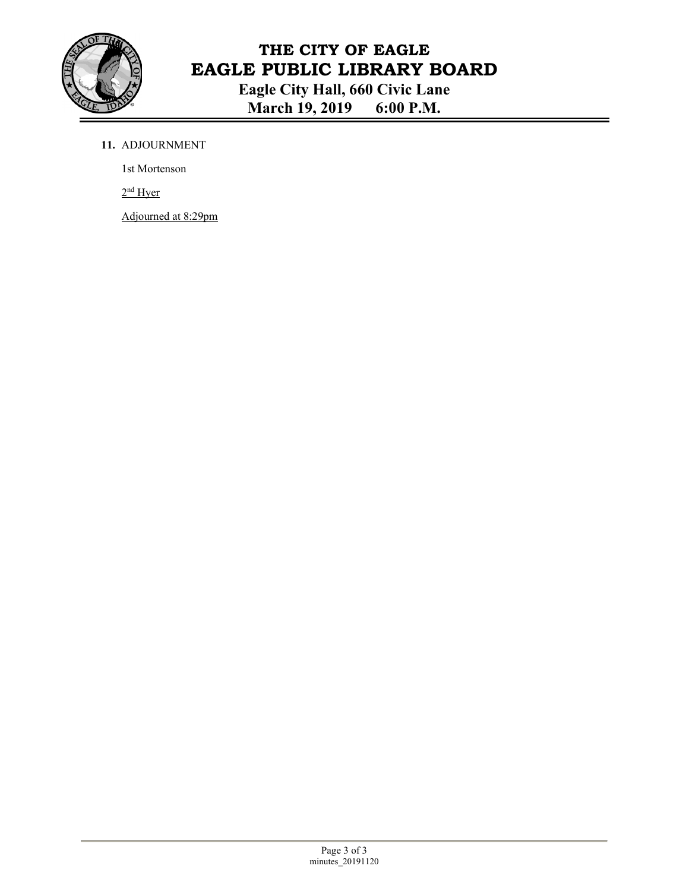# THE CITY OF EAGLE
# EAGLE PUBLIC LIBRARY BOARD

**Eagle City Hall, 660 Civic Lane**
**March 19, 2019 6:00 P.M.**

**11.** ADJOURNMENT

1st Mortenson

2nd Hyer

Adjourned at 8:29pm

minutes_20191120